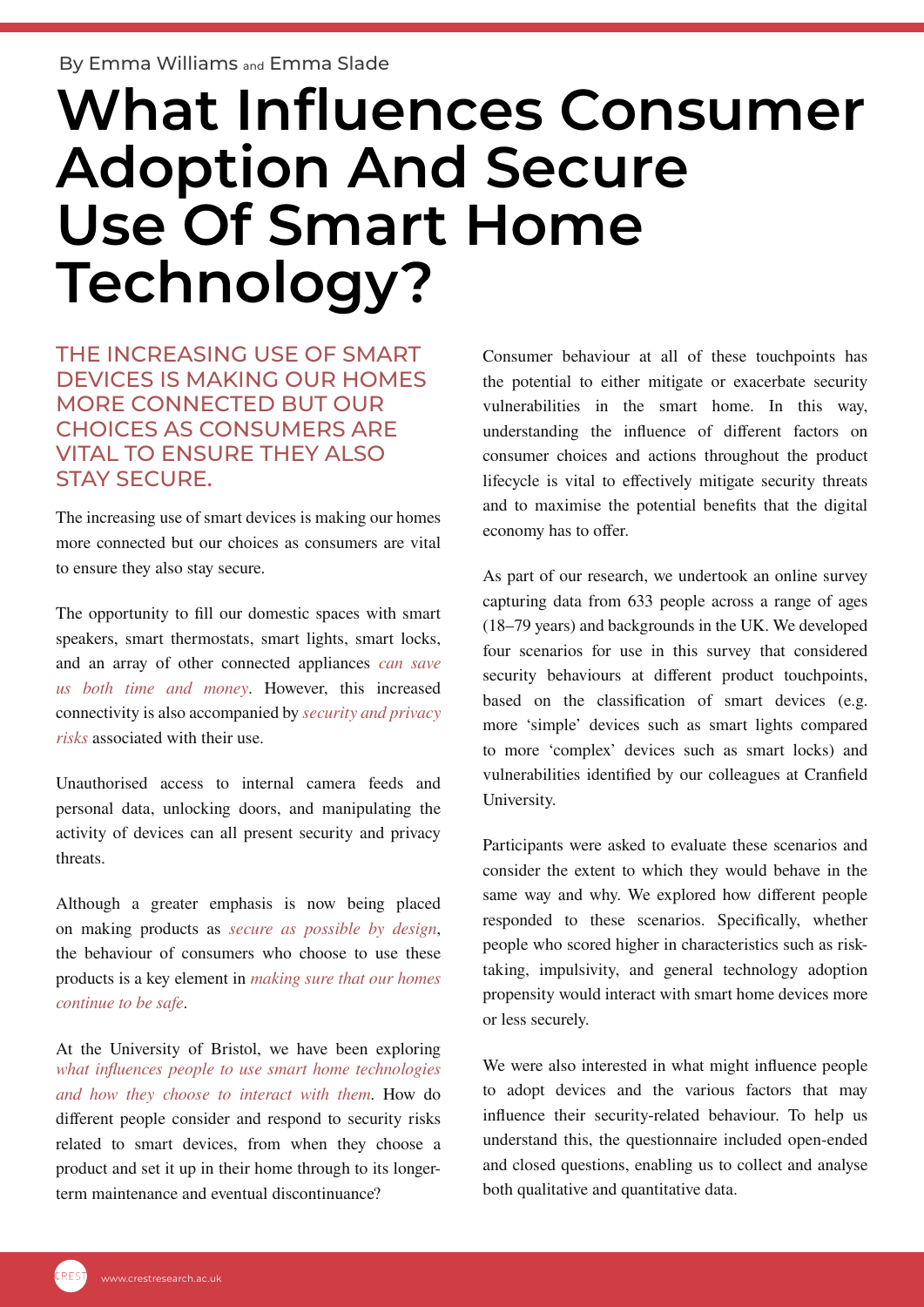By Emma Williams and Emma Slade

# What Influences Consumer Adoption And Secure Use Of Smart Home Technology?

## THE INCREASING USE OF SMART DEVICES IS MAKING OUR HOMES MORE CONNECTED BUT OUR CHOICES AS CONSUMERS ARE VITAL TO ENSURE THEY ALSO STAY SECURE.

The increasing use of smart devices is making our homes more connected but our choices as consumers are vital to ensure they also stay secure.

The opportunity to fill our domestic spaces with smart speakers, smart thermostats, smart lights, smart locks, and an array of other connected appliances *can save us both time and money*. However, this increased connectivity is also accompanied by *security and privacy risks* associated with their use.

Unauthorised access to internal camera feeds and personal data, unlocking doors, and manipulating the activity of devices can all present security and privacy threats.

Although a greater emphasis is now being placed on making products as *secure as possible by design*, the behaviour of consumers who choose to use these products is a key element in *making sure that our homes continue to be safe*.

At the University of Bristol, we have been exploring *what influences people to use smart home technologies and how they choose to interact with them*. How do different people consider and respond to security risks related to smart devices, from when they choose a product and set it up in their home through to its longer-term maintenance and eventual discontinuance?

Consumer behaviour at all of these touchpoints has the potential to either mitigate or exacerbate security vulnerabilities in the smart home. In this way, understanding the influence of different factors on consumer choices and actions throughout the product lifecycle is vital to effectively mitigate security threats and to maximise the potential benefits that the digital economy has to offer.

As part of our research, we undertook an online survey capturing data from 633 people across a range of ages (18–79 years) and backgrounds in the UK. We developed four scenarios for use in this survey that considered security behaviours at different product touchpoints, based on the classification of smart devices (e.g. more 'simple' devices such as smart lights compared to more 'complex' devices such as smart locks) and vulnerabilities identified by our colleagues at Cranfield University.

Participants were asked to evaluate these scenarios and consider the extent to which they would behave in the same way and why. We explored how different people responded to these scenarios. Specifically, whether people who scored higher in characteristics such as risk-taking, impulsivity, and general technology adoption propensity would interact with smart home devices more or less securely.

We were also interested in what might influence people to adopt devices and the various factors that may influence their security-related behaviour. To help us understand this, the questionnaire included open-ended and closed questions, enabling us to collect and analyse both qualitative and quantitative data.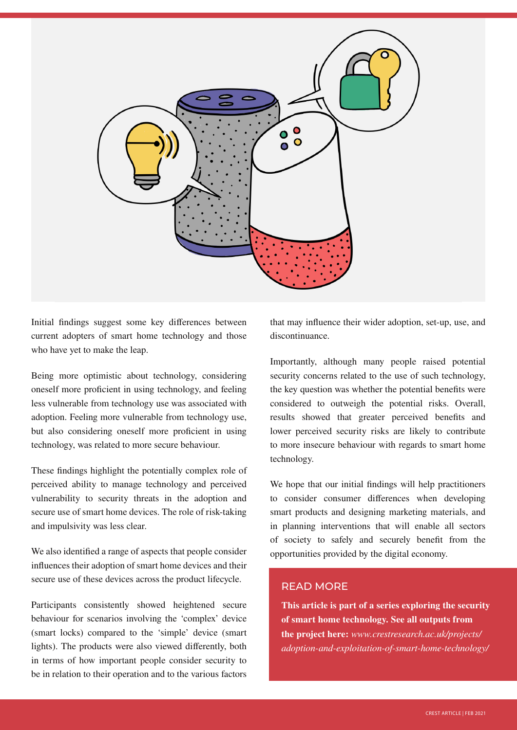Initial findings suggest some key differences between current adopters of smart home technology and those who have yet to make the leap.

Being more optimistic about technology, considering oneself more proficient in using technology, and feeling less vulnerable from technology use was associated with adoption. Feeling more vulnerable from technology use, but also considering oneself more proficient in using technology, was related to more secure behaviour.

These findings highlight the potentially complex role of perceived ability to manage technology and perceived vulnerability to security threats in the adoption and secure use of smart home devices. The role of risk-taking and impulsivity was less clear.

We also identified a range of aspects that people consider influences their adoption of smart home devices and their secure use of these devices across the product lifecycle.

Participants consistently showed heightened secure behaviour for scenarios involving the 'complex' device (smart locks) compared to the 'simple' device (smart lights). The products were also viewed differently, both in terms of how important people consider security to be in relation to their operation and to the various factors that may influence their wider adoption, set-up, use, and discontinuance.

Importantly, although many people raised potential security concerns related to the use of such technology, the key question was whether the potential benefits were considered to outweigh the potential risks. Overall, results showed that greater perceived benefits and lower perceived security risks are likely to contribute to more insecure behaviour with regards to smart home technology.

We hope that our initial findings will help practitioners to consider consumer differences when developing smart products and designing marketing materials, and in planning interventions that will enable all sectors of society to safely and securely benefit from the opportunities provided by the digital economy.

## READ MORE

**This article is part of a series exploring the security of smart home technology. See all outputs from the project here:** *www.crestresearch.ac.uk/projects/adoption-and-exploitation-of-smart-home-technology/*